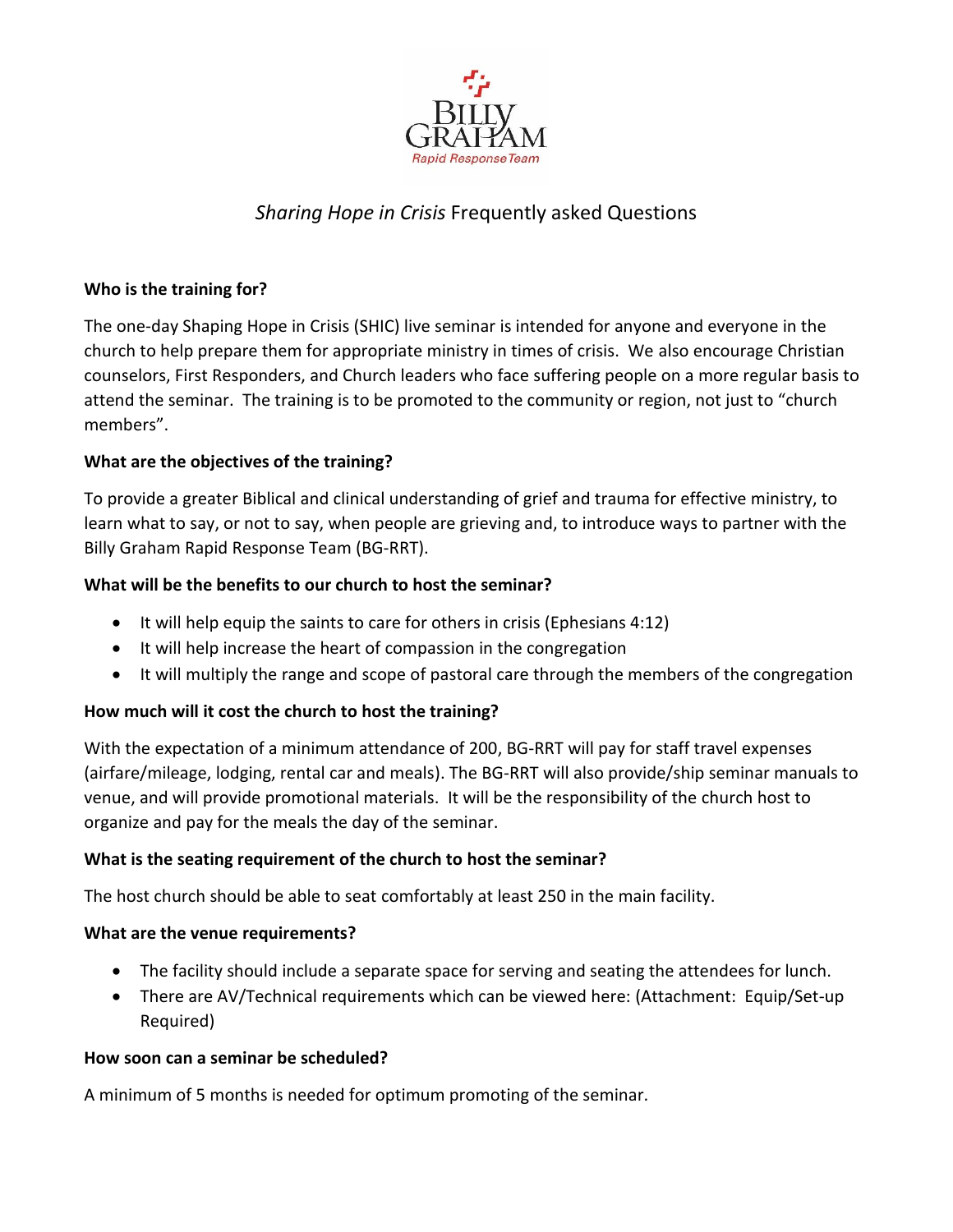# *Sharing Hope in Crisis* Frequently asked Questions

**Who is the training for?**

The one-day Shaping Hope in Crisis (SHIC) live seminar is intended for anyone and everyone in the church to help prepare them for appropriate ministry in times of crisis. We also encourage Christian counselors, First Responders, and Church leaders who face suffering people on a more regular basis to attend the seminar. The training is to be promoted to the community or region, not just to "church members".

**What are the objectives of the training?**

To provide a greater Biblical and clinical understanding of grief and trauma for effective ministry, to learn what to say, or not to say, when people are grieving and, to introduce ways to partner with the Billy Graham Rapid Response Team (BG-RRT).

**What will be the benefits to our church to host the seminar?**

- It will help equip the saints to care for others in crisis (Ephesians 4:12)
- It will help increase the heart of compassion in the congregation
- It will multiply the range and scope of pastoral care through the members of the congregation

**How much will it cost the church to host the training?**

With the expectation of a minimum attendance of 200, BG-RRT will pay for staff travel expenses (airfare/mileage, lodging, rental car and meals). The BG-RRT will also provide/ship seminar manuals to venue, and will provide promotional materials. It will be the responsibility of the church host to organize and pay for the meals the day of the seminar.

**What is the seating requirement of the church to host the seminar?**

The host church should be able to seat comfortably at least 250 in the main facility.

**What are the venue requirements?**

- The facility should include a separate space for serving and seating the attendees for lunch.
- There are AV/Technical requirements which can be viewed here: (Attachment: Equip/Set-up Required)

**How soon can a seminar be scheduled?**

A minimum of 5 months is needed for optimum promoting of the seminar.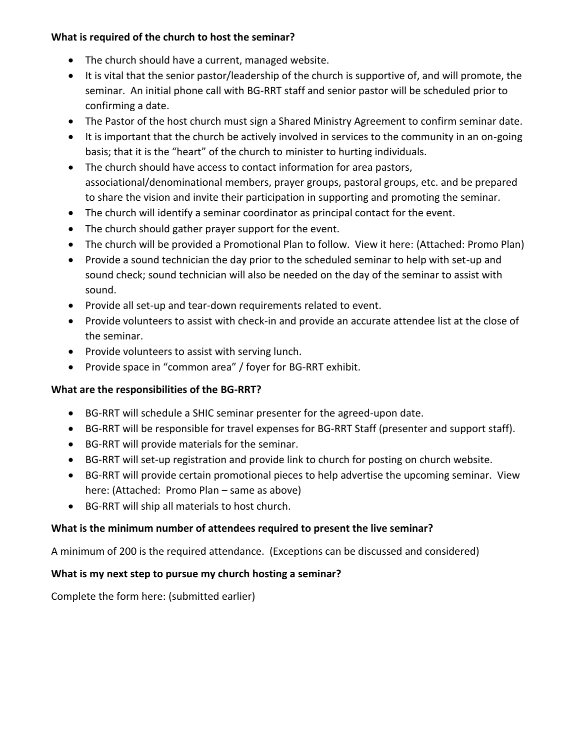**What is required of the church to host the seminar?**

- The church should have a current, managed website.
- It is vital that the senior pastor/leadership of the church is supportive of, and will promote, the seminar. An initial phone call with BG-RRT staff and senior pastor will be scheduled prior to confirming a date.
- The Pastor of the host church must sign a Shared Ministry Agreement to confirm seminar date.
- It is important that the church be actively involved in services to the community in an on-going basis; that it is the "heart" of the church to minister to hurting individuals.
- The church should have access to contact information for area pastors, associational/denominational members, prayer groups, pastoral groups, etc. and be prepared to share the vision and invite their participation in supporting and promoting the seminar.
- The church will identify a seminar coordinator as principal contact for the event.
- The church should gather prayer support for the event.
- The church will be provided a Promotional Plan to follow. View it here: (Attached: Promo Plan)
- Provide a sound technician the day prior to the scheduled seminar to help with set-up and sound check; sound technician will also be needed on the day of the seminar to assist with sound.
- Provide all set-up and tear-down requirements related to event.
- Provide volunteers to assist with check-in and provide an accurate attendee list at the close of the seminar.
- Provide volunteers to assist with serving lunch.
- Provide space in "common area" / foyer for BG-RRT exhibit.

**What are the responsibilities of the BG-RRT?**

- BG-RRT will schedule a SHIC seminar presenter for the agreed-upon date.
- BG-RRT will be responsible for travel expenses for BG-RRT Staff (presenter and support staff).
- BG-RRT will provide materials for the seminar.
- BG-RRT will set-up registration and provide link to church for posting on church website.
- BG-RRT will provide certain promotional pieces to help advertise the upcoming seminar. View here: (Attached: Promo Plan – same as above)
- BG-RRT will ship all materials to host church.

**What is the minimum number of attendees required to present the live seminar?**

A minimum of 200 is the required attendance. (Exceptions can be discussed and considered)

**What is my next step to pursue my church hosting a seminar?**

Complete the form here: (submitted earlier)